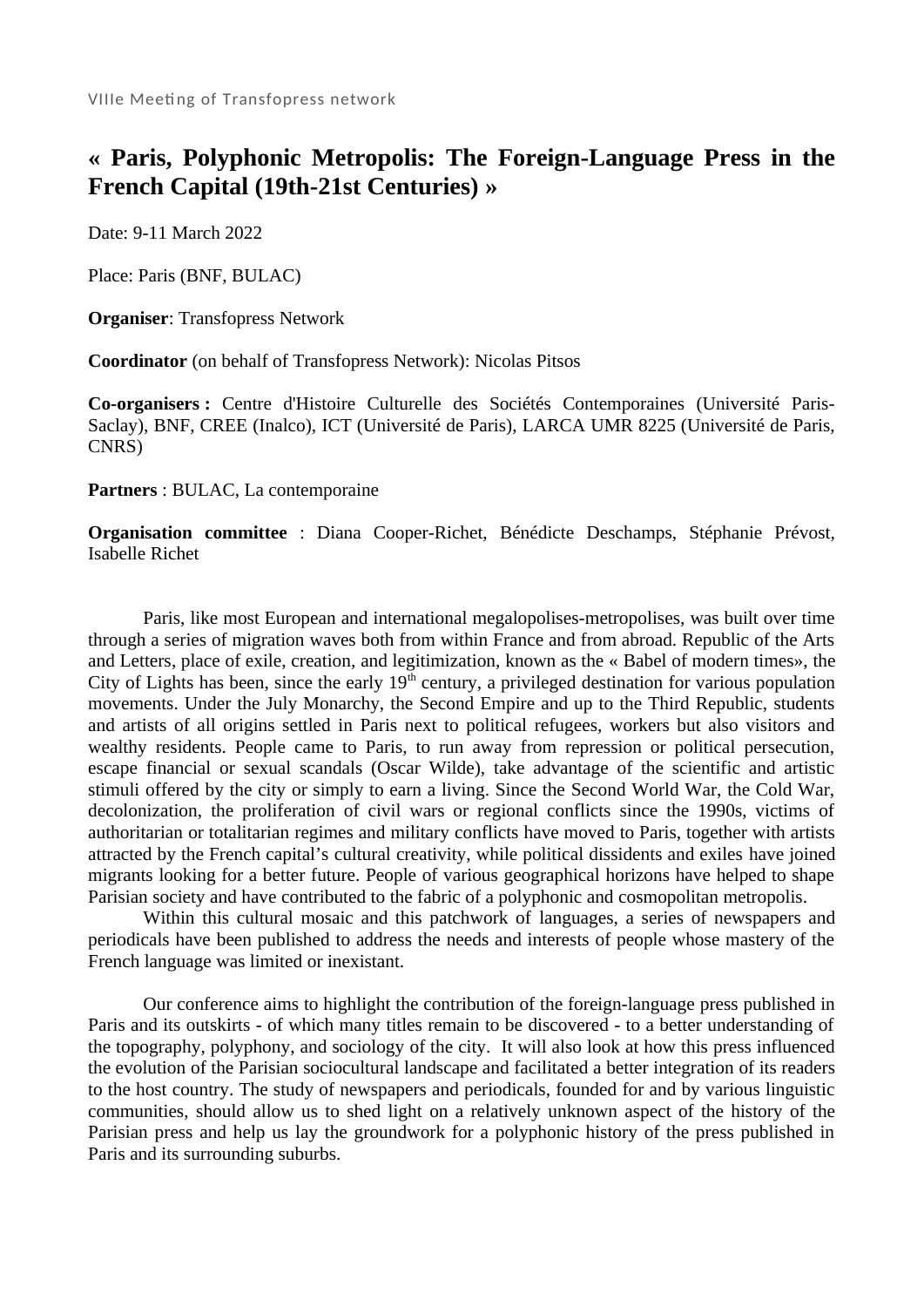VIIIe Meeting of Transfopress network

# « Paris, Polyphonic Metropolis: The Foreign-Language Press in the French Capital (19th-21st Centuries) »

Date: 9-11 March 2022

Place: Paris (BNF, BULAC)

**Organiser**: Transfopress Network

**Coordinator** (on behalf of Transfopress Network): Nicolas Pitsos

**Co-organisers :** Centre d'Histoire Culturelle des Sociétés Contemporaines (Université Paris-Saclay), BNF, CREE (Inalco), ICT (Université de Paris), LARCA UMR 8225 (Université de Paris, CNRS)

**Partners** : BULAC, La contemporaine

**Organisation committee** : Diana Cooper-Richet, Bénédicte Deschamps, Stéphanie Prévost, Isabelle Richet

Paris, like most European and international megalopolises-metropolises, was built over time through a series of migration waves both from within France and from abroad. Republic of the Arts and Letters, place of exile, creation, and legitimization, known as the « Babel of modern times», the City of Lights has been, since the early 19th century, a privileged destination for various population movements. Under the July Monarchy, the Second Empire and up to the Third Republic, students and artists of all origins settled in Paris next to political refugees, workers but also visitors and wealthy residents. People came to Paris, to run away from repression or political persecution, escape financial or sexual scandals (Oscar Wilde), take advantage of the scientific and artistic stimuli offered by the city or simply to earn a living. Since the Second World War, the Cold War, decolonization, the proliferation of civil wars or regional conflicts since the 1990s, victims of authoritarian or totalitarian regimes and military conflicts have moved to Paris, together with artists attracted by the French capital's cultural creativity, while political dissidents and exiles have joined migrants looking for a better future. People of various geographical horizons have helped to shape Parisian society and have contributed to the fabric of a polyphonic and cosmopolitan metropolis.

Within this cultural mosaic and this patchwork of languages, a series of newspapers and periodicals have been published to address the needs and interests of people whose mastery of the French language was limited or inexistant.

Our conference aims to highlight the contribution of the foreign-language press published in Paris and its outskirts - of which many titles remain to be discovered - to a better understanding of the topography, polyphony, and sociology of the city. It will also look at how this press influenced the evolution of the Parisian sociocultural landscape and facilitated a better integration of its readers to the host country. The study of newspapers and periodicals, founded for and by various linguistic communities, should allow us to shed light on a relatively unknown aspect of the history of the Parisian press and help us lay the groundwork for a polyphonic history of the press published in Paris and its surrounding suburbs.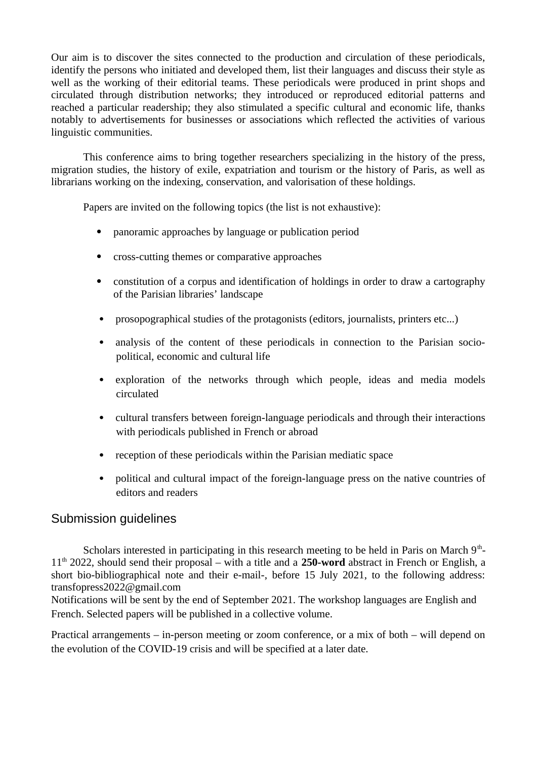Our aim is to discover the sites connected to the production and circulation of these periodicals, identify the persons who initiated and developed them, list their languages and discuss their style as well as the working of their editorial teams. These periodicals were produced in print shops and circulated through distribution networks; they introduced or reproduced editorial patterns and reached a particular readership; they also stimulated a specific cultural and economic life, thanks notably to advertisements for businesses or associations which reflected the activities of various linguistic communities.

This conference aims to bring together researchers specializing in the history of the press, migration studies, the history of exile, expatriation and tourism or the history of Paris, as well as librarians working on the indexing, conservation, and valorisation of these holdings.

Papers are invited on the following topics (the list is not exhaustive):

- panoramic approaches by language or publication period
- cross-cutting themes or comparative approaches
- constitution of a corpus and identification of holdings in order to draw a cartography of the Parisian libraries' landscape
- prosopographical studies of the protagonists (editors, journalists, printers etc...)
- analysis of the content of these periodicals in connection to the Parisian socio-political, economic and cultural life
- exploration of the networks through which people, ideas and media models circulated
- cultural transfers between foreign-language periodicals and through their interactions with periodicals published in French or abroad
- reception of these periodicals within the Parisian mediatic space
- political and cultural impact of the foreign-language press on the native countries of editors and readers

## Submission guidelines

Scholars interested in participating in this research meeting to be held in Paris on March 9th-11th 2022, should send their proposal – with a title and a **250-word** abstract in French or English, a short bio-bibliographical note and their e-mail-, before 15 July 2021, to the following address: transfopress2022@gmail.com

Notifications will be sent by the end of September 2021. The workshop languages are English and French. Selected papers will be published in a collective volume.

Practical arrangements – in-person meeting or zoom conference, or a mix of both – will depend on the evolution of the COVID-19 crisis and will be specified at a later date.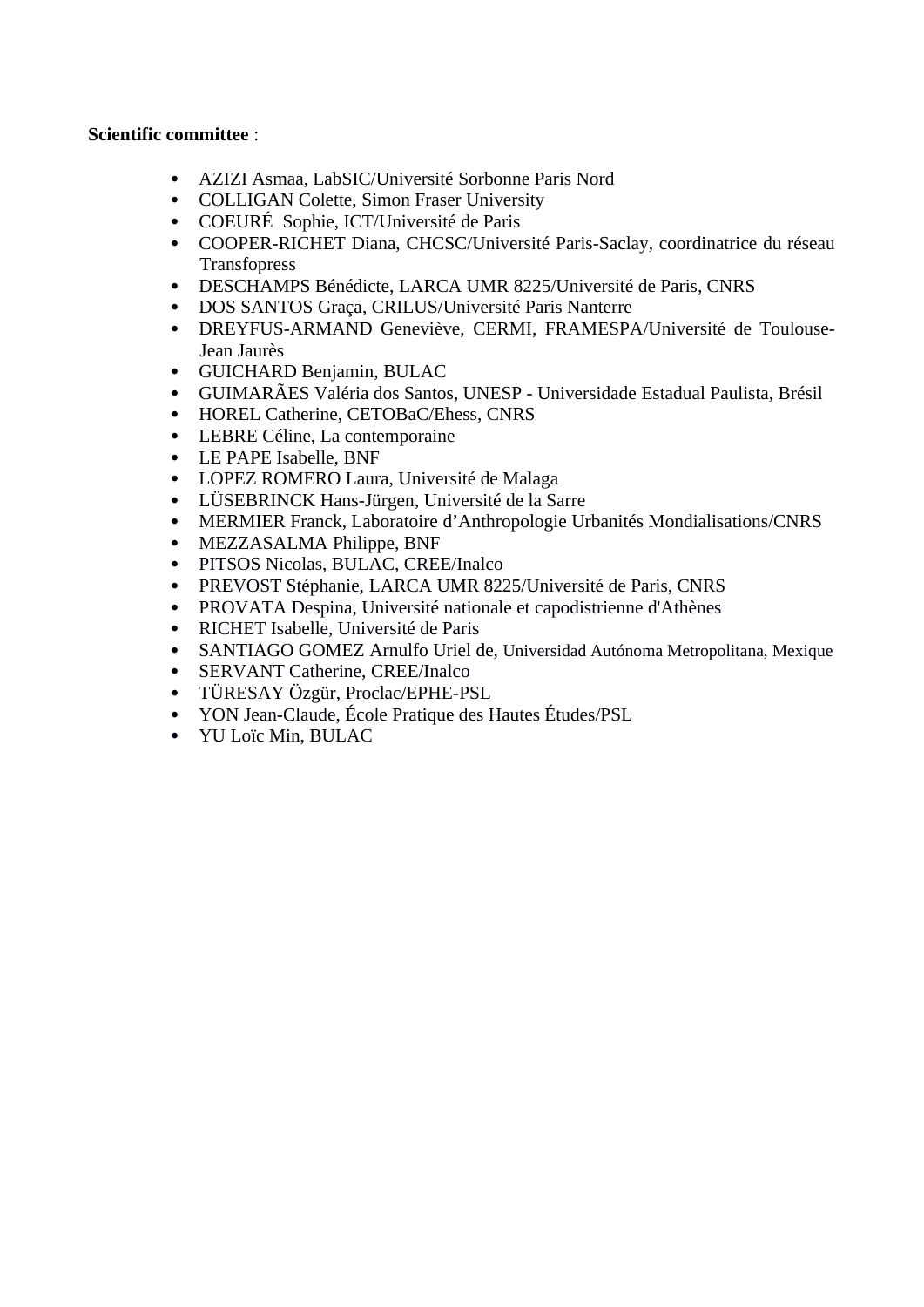**Scientific committee** :

- AZIZI Asmaa, LabSIC/Université Sorbonne Paris Nord
- COLLIGAN Colette, Simon Fraser University
- COEURÉ  Sophie, ICT/Université de Paris
- COOPER-RICHET Diana, CHCSC/Université Paris-Saclay, coordinatrice du réseau Transfopress
- DESCHAMPS Bénédicte, LARCA UMR 8225/Université de Paris, CNRS
- DOS SANTOS Graça, CRILUS/Université Paris Nanterre
- DREYFUS-ARMAND Geneviève, CERMI, FRAMESPA/Université de Toulouse-Jean Jaurès
- GUICHARD Benjamin, BULAC
- GUIMARÃES Valéria dos Santos, UNESP - Universidade Estadual Paulista, Brésil
- HOREL Catherine, CETOBaC/Ehess, CNRS
- LEBRE Céline, La contemporaine
- LE PAPE Isabelle, BNF
- LOPEZ ROMERO Laura, Université de Malaga
- LÜSEBRINCK Hans-Jürgen, Université de la Sarre
- MERMIER Franck, Laboratoire d'Anthropologie Urbanités Mondialisations/CNRS
- MEZZASALMA Philippe, BNF
- PITSOS Nicolas, BULAC, CREE/Inalco
- PREVOST Stéphanie, LARCA UMR 8225/Université de Paris, CNRS
- PROVATA Despina, Université nationale et capodistrienne d'Athènes
- RICHET Isabelle, Université de Paris
- SANTIAGO GOMEZ Arnulfo Uriel de, Universidad Autónoma Metropolitana, Mexique
- SERVANT Catherine, CREE/Inalco
- TÜRESAY Özgür, Proclac/EPHE-PSL
- YON Jean-Claude, École Pratique des Hautes Études/PSL
- YU Loïc Min, BULAC